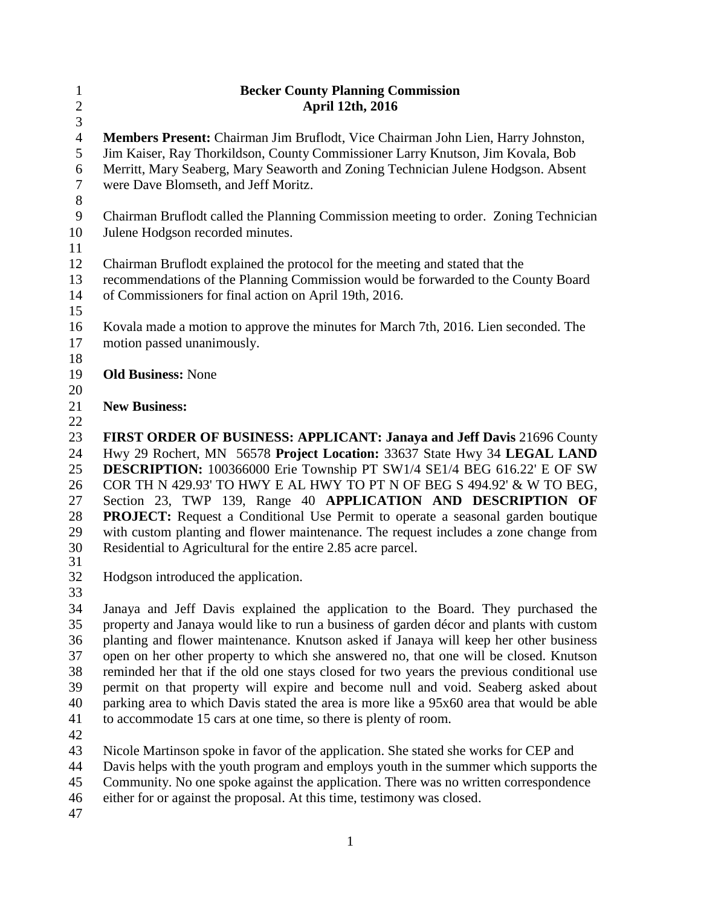# Becker County Planning Commission
## April 12th, 2016

**Members Present:** Chairman Jim Bruflodt, Vice Chairman John Lien, Harry Johnston, Jim Kaiser, Ray Thorkildson, County Commissioner Larry Knutson, Jim Kovala, Bob Merritt, Mary Seaberg, Mary Seaworth and Zoning Technician Julene Hodgson. Absent were Dave Blomseth, and Jeff Moritz.

Chairman Bruflodt called the Planning Commission meeting to order. Zoning Technician Julene Hodgson recorded minutes.

Chairman Bruflodt explained the protocol for the meeting and stated that the recommendations of the Planning Commission would be forwarded to the County Board of Commissioners for final action on April 19th, 2016.

Kovala made a motion to approve the minutes for March 7th, 2016. Lien seconded. The motion passed unanimously.

**Old Business:** None

**New Business:**

**FIRST ORDER OF BUSINESS: APPLICANT: Janaya and Jeff Davis** 21696 County Hwy 29 Rochert, MN 56578 **Project Location:** 33637 State Hwy 34 **LEGAL LAND DESCRIPTION:** 100366000 Erie Township PT SW1/4 SE1/4 BEG 616.22' E OF SW COR TH N 429.93' TO HWY E AL HWY TO PT N OF BEG S 494.92' & W TO BEG, Section 23, TWP 139, Range 40 **APPLICATION AND DESCRIPTION OF PROJECT:** Request a Conditional Use Permit to operate a seasonal garden boutique with custom planting and flower maintenance. The request includes a zone change from Residential to Agricultural for the entire 2.85 acre parcel.

Hodgson introduced the application.

Janaya and Jeff Davis explained the application to the Board. They purchased the property and Janaya would like to run a business of garden décor and plants with custom planting and flower maintenance. Knutson asked if Janaya will keep her other business open on her other property to which she answered no, that one will be closed. Knutson reminded her that if the old one stays closed for two years the previous conditional use permit on that property will expire and become null and void. Seaberg asked about parking area to which Davis stated the area is more like a 95x60 area that would be able to accommodate 15 cars at one time, so there is plenty of room.

Nicole Martinson spoke in favor of the application. She stated she works for CEP and Davis helps with the youth program and employs youth in the summer which supports the Community. No one spoke against the application. There was no written correspondence either for or against the proposal. At this time, testimony was closed.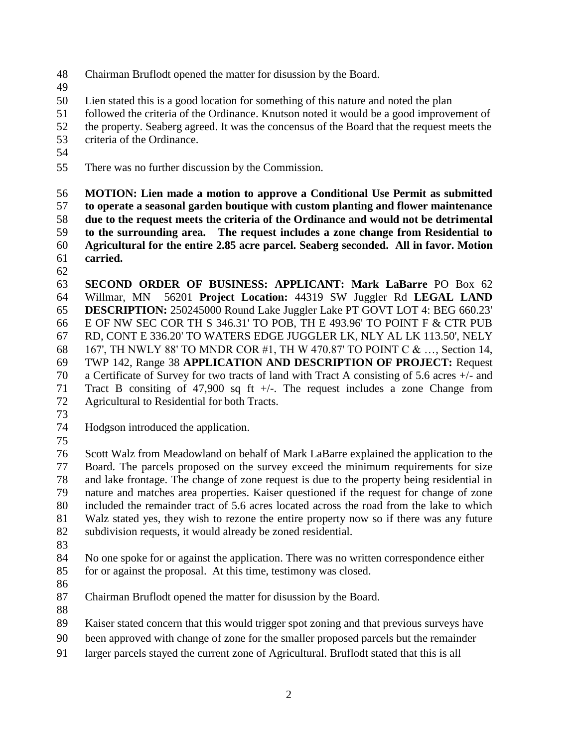Chairman Bruflodt opened the matter for disussion by the Board.

Lien stated this is a good location for something of this nature and noted the plan followed the criteria of the Ordinance. Knutson noted it would be a good improvement of the property. Seaberg agreed. It was the concensus of the Board that the request meets the criteria of the Ordinance.

There was no further discussion by the Commission.

**MOTION: Lien made a motion to approve a Conditional Use Permit as submitted to operate a seasonal garden boutique with custom planting and flower maintenance due to the request meets the criteria of the Ordinance and would not be detrimental to the surrounding area. The request includes a zone change from Residential to Agricultural for the entire 2.85 acre parcel. Seaberg seconded. All in favor. Motion carried.**

**SECOND ORDER OF BUSINESS: APPLICANT: Mark LaBarre** PO Box 62 Willmar, MN 56201 **Project Location:** 44319 SW Juggler Rd **LEGAL LAND DESCRIPTION:** 250245000 Round Lake Juggler Lake PT GOVT LOT 4: BEG 660.23' E OF NW SEC COR TH S 346.31' TO POB, TH E 493.96' TO POINT F & CTR PUB RD, CONT E 336.20' TO WATERS EDGE JUGGLER LK, NLY AL LK 113.50', NELY 167', TH NWLY 88' TO MNDR COR #1, TH W 470.87' TO POINT C & …, Section 14, TWP 142, Range 38 **APPLICATION AND DESCRIPTION OF PROJECT:** Request a Certificate of Survey for two tracts of land with Tract A consisting of 5.6 acres +/- and Tract B consiting of 47,900 sq ft +/-. The request includes a zone Change from Agricultural to Residential for both Tracts.

Hodgson introduced the application.

Scott Walz from Meadowland on behalf of Mark LaBarre explained the application to the Board. The parcels proposed on the survey exceed the minimum requirements for size and lake frontage. The change of zone request is due to the property being residential in nature and matches area properties. Kaiser questioned if the request for change of zone included the remainder tract of 5.6 acres located across the road from the lake to which Walz stated yes, they wish to rezone the entire property now so if there was any future subdivision requests, it would already be zoned residential.

No one spoke for or against the application. There was no written correspondence either for or against the proposal. At this time, testimony was closed.

Chairman Bruflodt opened the matter for disussion by the Board.

Kaiser stated concern that this would trigger spot zoning and that previous surveys have been approved with change of zone for the smaller proposed parcels but the remainder larger parcels stayed the current zone of Agricultural. Bruflodt stated that this is all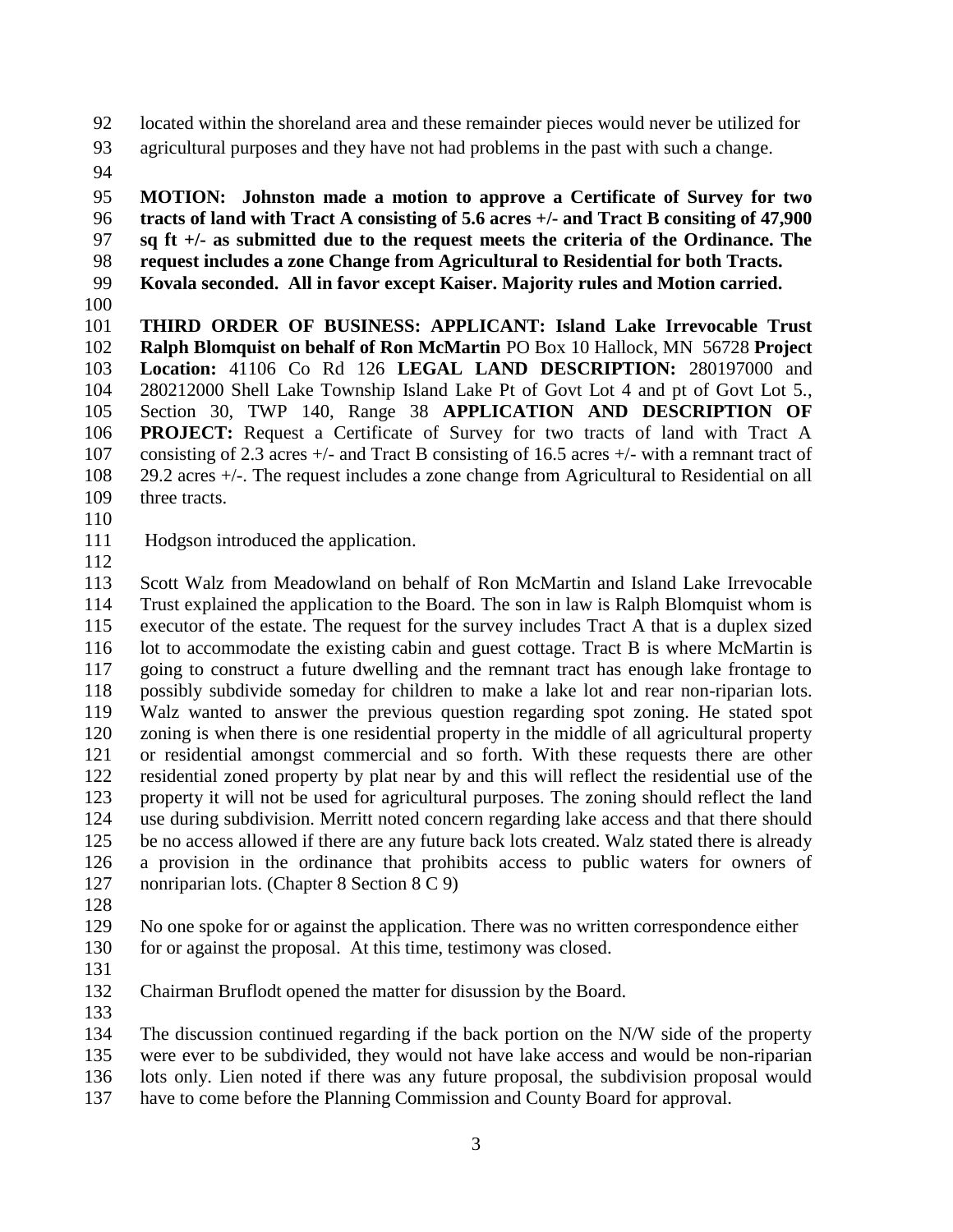located within the shoreland area and these remainder pieces would never be utilized for agricultural purposes and they have not had problems in the past with such a change.

**MOTION: Johnston made a motion to approve a Certificate of Survey for two tracts of land with Tract A consisting of 5.6 acres +/- and Tract B consiting of 47,900 sq ft +/- as submitted due to the request meets the criteria of the Ordinance. The request includes a zone Change from Agricultural to Residential for both Tracts. Kovala seconded. All in favor except Kaiser. Majority rules and Motion carried.**

**THIRD ORDER OF BUSINESS: APPLICANT: Island Lake Irrevocable Trust Ralph Blomquist on behalf of Ron McMartin** PO Box 10 Hallock, MN 56728 **Project Location:** 41106 Co Rd 126 **LEGAL LAND DESCRIPTION:** 280197000 and 280212000 Shell Lake Township Island Lake Pt of Govt Lot 4 and pt of Govt Lot 5., Section 30, TWP 140, Range 38 **APPLICATION AND DESCRIPTION OF PROJECT:** Request a Certificate of Survey for two tracts of land with Tract A consisting of 2.3 acres +/- and Tract B consisting of 16.5 acres +/- with a remnant tract of 29.2 acres +/-. The request includes a zone change from Agricultural to Residential on all three tracts.

Hodgson introduced the application.

Scott Walz from Meadowland on behalf of Ron McMartin and Island Lake Irrevocable Trust explained the application to the Board. The son in law is Ralph Blomquist whom is executor of the estate. The request for the survey includes Tract A that is a duplex sized lot to accommodate the existing cabin and guest cottage. Tract B is where McMartin is going to construct a future dwelling and the remnant tract has enough lake frontage to possibly subdivide someday for children to make a lake lot and rear non-riparian lots. Walz wanted to answer the previous question regarding spot zoning. He stated spot zoning is when there is one residential property in the middle of all agricultural property or residential amongst commercial and so forth. With these requests there are other residential zoned property by plat near by and this will reflect the residential use of the property it will not be used for agricultural purposes. The zoning should reflect the land use during subdivision. Merritt noted concern regarding lake access and that there should be no access allowed if there are any future back lots created. Walz stated there is already a provision in the ordinance that prohibits access to public waters for owners of nonriparian lots. (Chapter 8 Section 8 C 9)

No one spoke for or against the application. There was no written correspondence either for or against the proposal. At this time, testimony was closed.

Chairman Bruflodt opened the matter for disussion by the Board.

The discussion continued regarding if the back portion on the N/W side of the property were ever to be subdivided, they would not have lake access and would be non-riparian lots only. Lien noted if there was any future proposal, the subdivision proposal would have to come before the Planning Commission and County Board for approval.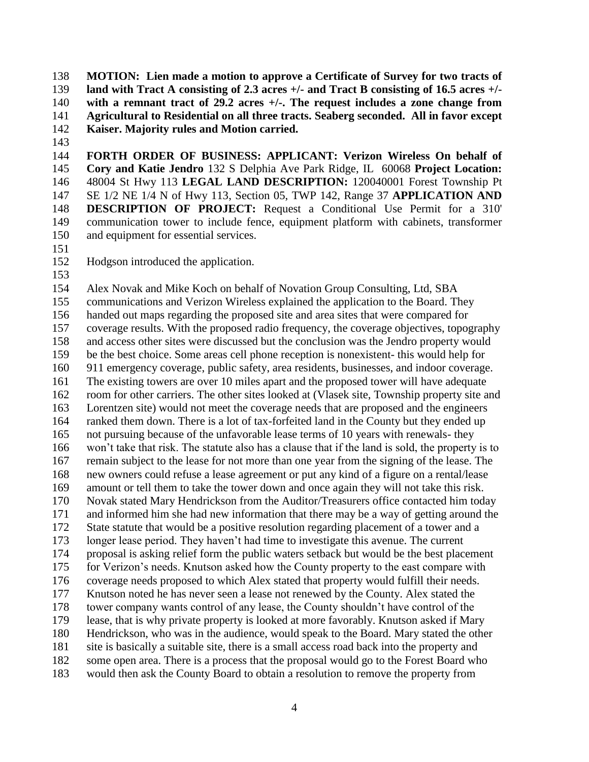**MOTION: Lien made a motion to approve a Certificate of Survey for two tracts of land with Tract A consisting of 2.3 acres +/- and Tract B consisting of 16.5 acres +/- with a remnant tract of 29.2 acres +/-. The request includes a zone change from Agricultural to Residential on all three tracts. Seaberg seconded. All in favor except Kaiser. Majority rules and Motion carried.**

**FORTH ORDER OF BUSINESS: APPLICANT: Verizon Wireless On behalf of Cory and Katie Jendro** 132 S Delphia Ave Park Ridge, IL 60068 **Project Location:** 48004 St Hwy 113 **LEGAL LAND DESCRIPTION:** 120040001 Forest Township Pt SE 1/2 NE 1/4 N of Hwy 113, Section 05, TWP 142, Range 37 **APPLICATION AND DESCRIPTION OF PROJECT:** Request a Conditional Use Permit for a 310' communication tower to include fence, equipment platform with cabinets, transformer and equipment for essential services.

Hodgson introduced the application.

Alex Novak and Mike Koch on behalf of Novation Group Consulting, Ltd, SBA communications and Verizon Wireless explained the application to the Board. They handed out maps regarding the proposed site and area sites that were compared for coverage results. With the proposed radio frequency, the coverage objectives, topography and access other sites were discussed but the conclusion was the Jendro property would be the best choice. Some areas cell phone reception is nonexistent- this would help for 911 emergency coverage, public safety, area residents, businesses, and indoor coverage. The existing towers are over 10 miles apart and the proposed tower will have adequate room for other carriers. The other sites looked at (Vlasek site, Township property site and Lorentzen site) would not meet the coverage needs that are proposed and the engineers ranked them down. There is a lot of tax-forfeited land in the County but they ended up not pursuing because of the unfavorable lease terms of 10 years with renewals- they won't take that risk. The statute also has a clause that if the land is sold, the property is to remain subject to the lease for not more than one year from the signing of the lease. The new owners could refuse a lease agreement or put any kind of a figure on a rental/lease amount or tell them to take the tower down and once again they will not take this risk. Novak stated Mary Hendrickson from the Auditor/Treasurers office contacted him today and informed him she had new information that there may be a way of getting around the State statute that would be a positive resolution regarding placement of a tower and a longer lease period. They haven't had time to investigate this avenue. The current proposal is asking relief form the public waters setback but would be the best placement for Verizon's needs. Knutson asked how the County property to the east compare with coverage needs proposed to which Alex stated that property would fulfill their needs. Knutson noted he has never seen a lease not renewed by the County. Alex stated the tower company wants control of any lease, the County shouldn't have control of the lease, that is why private property is looked at more favorably. Knutson asked if Mary Hendrickson, who was in the audience, would speak to the Board. Mary stated the other site is basically a suitable site, there is a small access road back into the property and some open area. There is a process that the proposal would go to the Forest Board who would then ask the County Board to obtain a resolution to remove the property from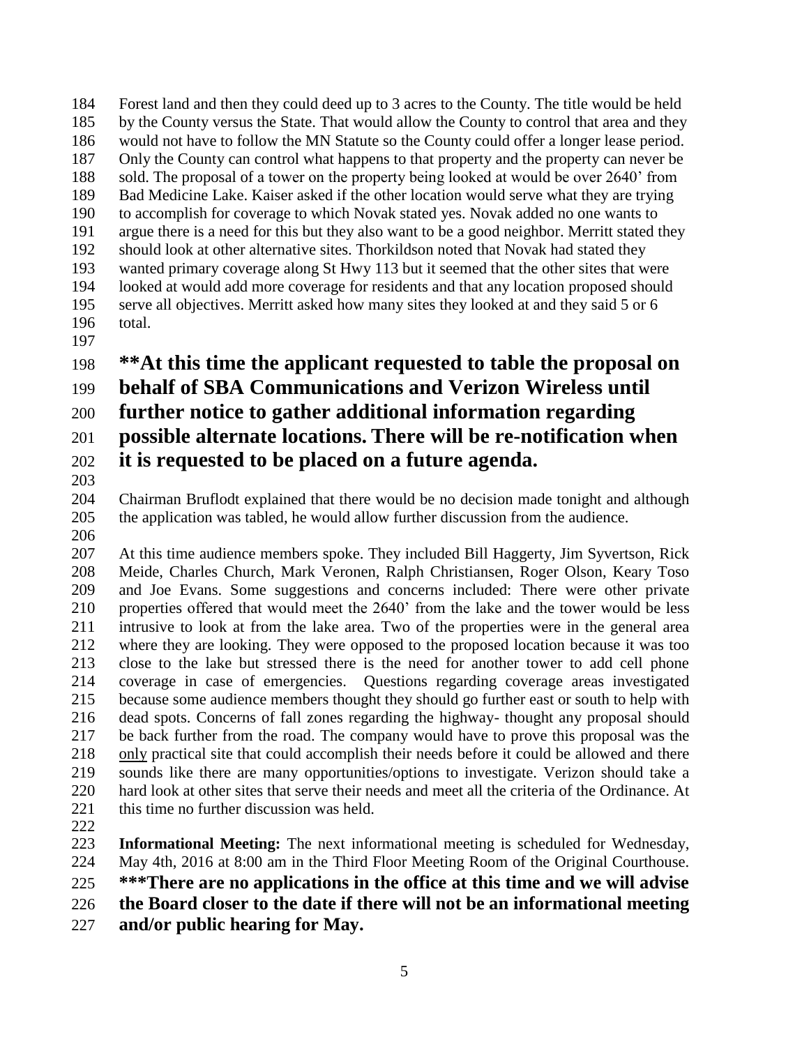Forest land and then they could deed up to 3 acres to the County. The title would be held by the County versus the State. That would allow the County to control that area and they would not have to follow the MN Statute so the County could offer a longer lease period. Only the County can control what happens to that property and the property can never be sold. The proposal of a tower on the property being looked at would be over 2640' from Bad Medicine Lake. Kaiser asked if the other location would serve what they are trying to accomplish for coverage to which Novak stated yes. Novak added no one wants to argue there is a need for this but they also want to be a good neighbor. Merritt stated they should look at other alternative sites. Thorkildson noted that Novak had stated they wanted primary coverage along St Hwy 113 but it seemed that the other sites that were looked at would add more coverage for residents and that any location proposed should serve all objectives. Merritt asked how many sites they looked at and they said 5 or 6 total.

**\*\*At this time the applicant requested to table the proposal on behalf of SBA Communications and Verizon Wireless until further notice to gather additional information regarding possible alternate locations. There will be re-notification when it is requested to be placed on a future agenda.**

Chairman Bruflodt explained that there would be no decision made tonight and although the application was tabled, he would allow further discussion from the audience.

At this time audience members spoke. They included Bill Haggerty, Jim Syvertson, Rick Meide, Charles Church, Mark Veronen, Ralph Christiansen, Roger Olson, Keary Toso and Joe Evans. Some suggestions and concerns included: There were other private properties offered that would meet the 2640' from the lake and the tower would be less intrusive to look at from the lake area. Two of the properties were in the general area where they are looking. They were opposed to the proposed location because it was too close to the lake but stressed there is the need for another tower to add cell phone coverage in case of emergencies. Questions regarding coverage areas investigated because some audience members thought they should go further east or south to help with dead spots. Concerns of fall zones regarding the highway- thought any proposal should be back further from the road. The company would have to prove this proposal was the <u>only</u> practical site that could accomplish their needs before it could be allowed and there sounds like there are many opportunities/options to investigate. Verizon should take a hard look at other sites that serve their needs and meet all the criteria of the Ordinance. At this time no further discussion was held.

**Informational Meeting:** The next informational meeting is scheduled for Wednesday, May 4th, 2016 at 8:00 am in the Third Floor Meeting Room of the Original Courthouse. **\*\*\*There are no applications in the office at this time and we will advise the Board closer to the date if there will not be an informational meeting and/or public hearing for May.**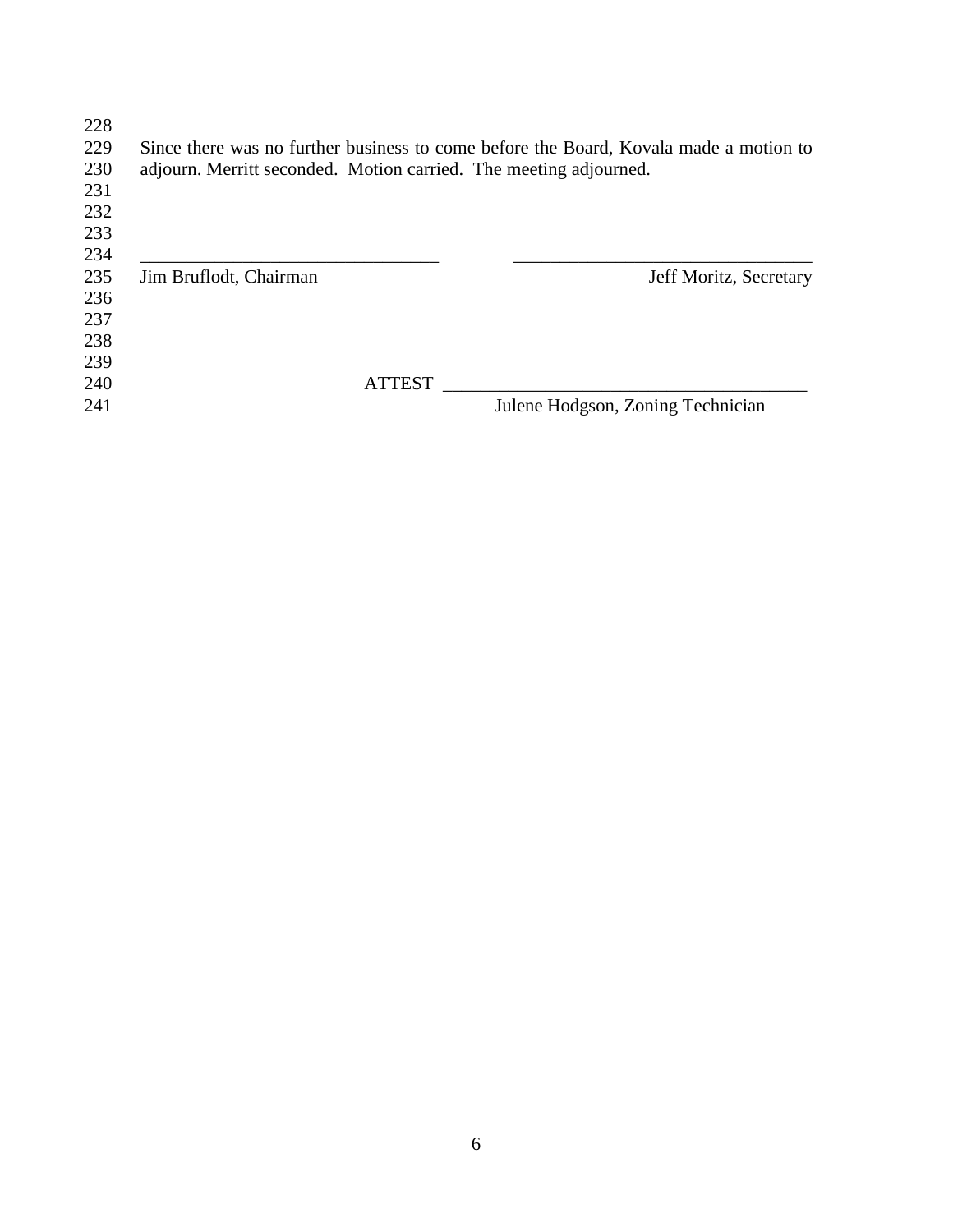Since there was no further business to come before the Board, Kovala made a motion to adjourn. Merritt seconded. Motion carried. The meeting adjourned.

\_\_\_\_\_\_\_\_\_\_\_\_\_\_\_\_\_\_\_\_\_\_\_\_\_\_\_\_\_\_\_\_ \_\_\_\_\_\_\_\_\_\_\_\_\_\_\_\_\_\_\_\_\_\_\_\_\_\_\_\_\_\_\_\_

Jim Bruflodt, Chairman Jeff Moritz, Secretary

ATTEST \_\_\_\_\_\_\_\_\_\_\_\_\_\_\_\_\_\_\_\_\_\_\_\_\_\_\_\_\_\_\_\_\_\_\_\_\_\_

Julene Hodgson, Zoning Technician